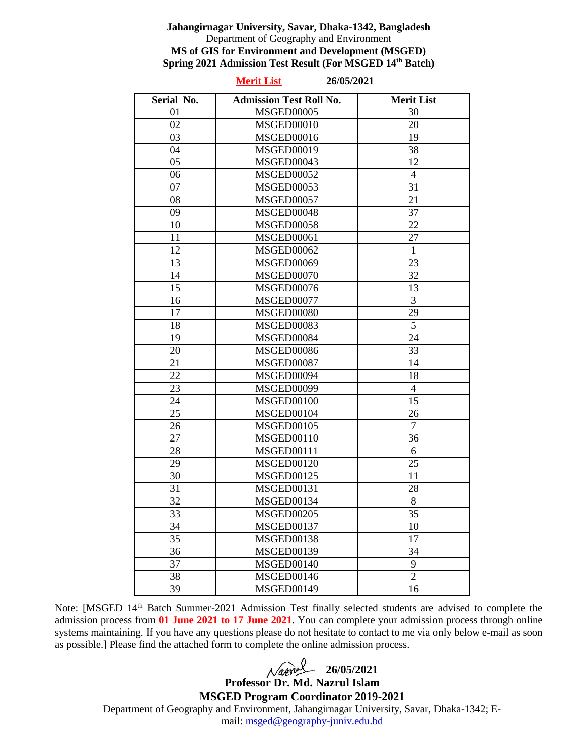**Jahangirnagar University, Savar, Dhaka-1342, Bangladesh**
Department of Geography and Environment
**MS of GIS for Environment and Development (MSGED)**
**Spring 2021 Admission Test Result (For MSGED 14th Batch)**

**Merit List** **26/05/2021**

| Serial No. | Admission Test Roll No. | Merit List |
|---|---|---|
| 01 | MSGED00005 | 30 |
| 02 | MSGED00010 | 20 |
| 03 | MSGED00016 | 19 |
| 04 | MSGED00019 | 38 |
| 05 | MSGED00043 | 12 |
| 06 | MSGED00052 | 4 |
| 07 | MSGED00053 | 31 |
| 08 | MSGED00057 | 21 |
| 09 | MSGED00048 | 37 |
| 10 | MSGED00058 | 22 |
| 11 | MSGED00061 | 27 |
| 12 | MSGED00062 | 1 |
| 13 | MSGED00069 | 23 |
| 14 | MSGED00070 | 32 |
| 15 | MSGED00076 | 13 |
| 16 | MSGED00077 | 3 |
| 17 | MSGED00080 | 29 |
| 18 | MSGED00083 | 5 |
| 19 | MSGED00084 | 24 |
| 20 | MSGED00086 | 33 |
| 21 | MSGED00087 | 14 |
| 22 | MSGED00094 | 18 |
| 23 | MSGED00099 | 4 |
| 24 | MSGED00100 | 15 |
| 25 | MSGED00104 | 26 |
| 26 | MSGED00105 | 7 |
| 27 | MSGED00110 | 36 |
| 28 | MSGED00111 | 6 |
| 29 | MSGED00120 | 25 |
| 30 | MSGED00125 | 11 |
| 31 | MSGED00131 | 28 |
| 32 | MSGED00134 | 8 |
| 33 | MSGED00205 | 35 |
| 34 | MSGED00137 | 10 |
| 35 | MSGED00138 | 17 |
| 36 | MSGED00139 | 34 |
| 37 | MSGED00140 | 9 |
| 38 | MSGED00146 | 2 |
| 39 | MSGED00149 | 16 |

Note: [MSGED 14th Batch Summer-2021 Admission Test finally selected students are advised to complete the admission process from **01 June 2021 to 17 June 2021**. You can complete your admission process through online systems maintaining. If you have any questions please do not hesitate to contact to me via only below e-mail as soon as possible.] Please find the attached form to complete the online admission process.

Nazrul **26/05/2021**
**Professor Dr. Md. Nazrul Islam**
**MSGED Program Coordinator 2019-2021**
Department of Geography and Environment, Jahangirnagar University, Savar, Dhaka-1342; E-mail: msged@geography-juniv.edu.bd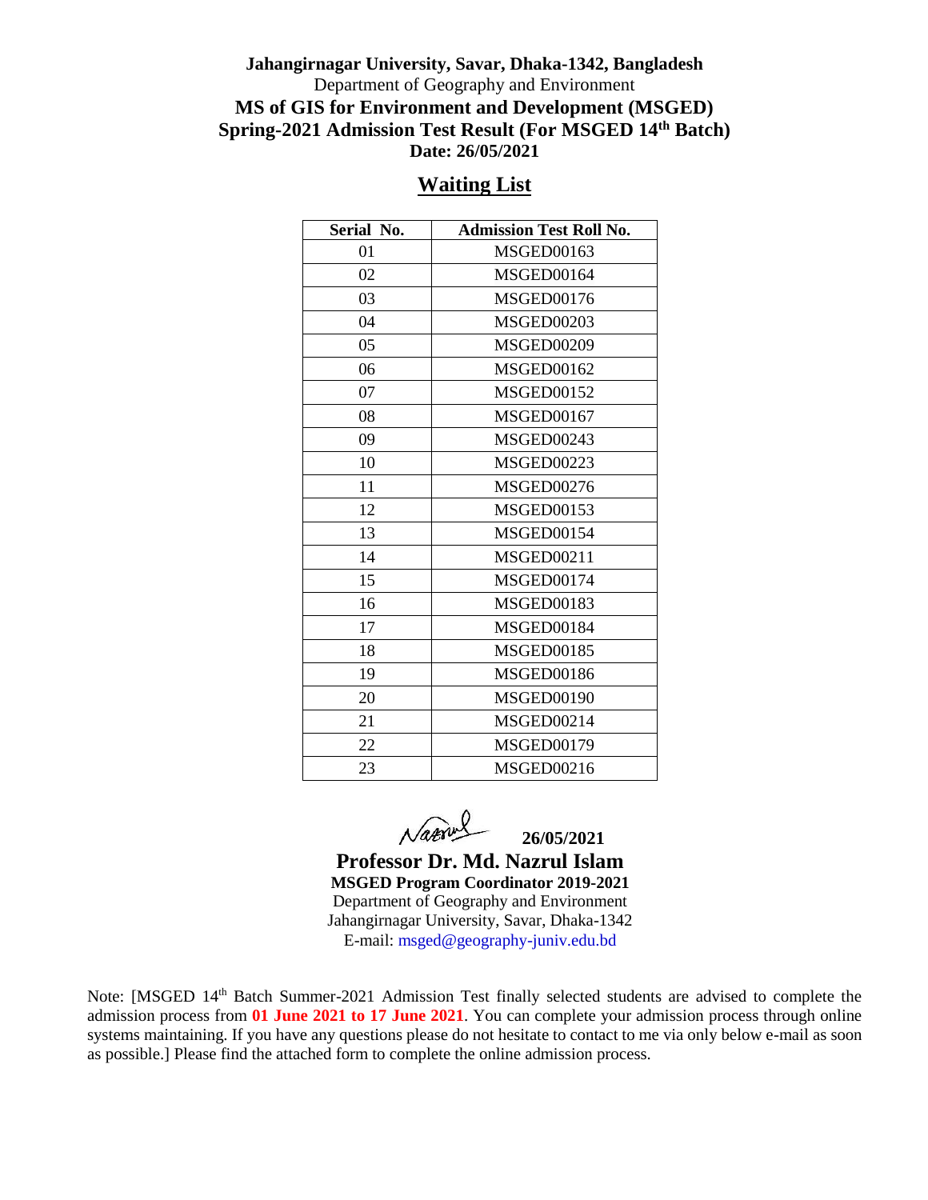**Jahangirnagar University, Savar, Dhaka-1342, Bangladesh**

Department of Geography and Environment

**MS of GIS for Environment and Development (MSGED)**

**Spring-2021 Admission Test Result (For MSGED 14th Batch)**

**Date: 26/05/2021**

## Waiting List

| Serial No. | Admission Test Roll No. |
|---|---|
| 01 | MSGED00163 |
| 02 | MSGED00164 |
| 03 | MSGED00176 |
| 04 | MSGED00203 |
| 05 | MSGED00209 |
| 06 | MSGED00162 |
| 07 | MSGED00152 |
| 08 | MSGED00167 |
| 09 | MSGED00243 |
| 10 | MSGED00223 |
| 11 | MSGED00276 |
| 12 | MSGED00153 |
| 13 | MSGED00154 |
| 14 | MSGED00211 |
| 15 | MSGED00174 |
| 16 | MSGED00183 |
| 17 | MSGED00184 |
| 18 | MSGED00185 |
| 19 | MSGED00186 |
| 20 | MSGED00190 |
| 21 | MSGED00214 |
| 22 | MSGED00179 |
| 23 | MSGED00216 |

Nazrul **26/05/2021**

**Professor Dr. Md. Nazrul Islam**
**MSGED Program Coordinator 2019-2021**
Department of Geography and Environment
Jahangirnagar University, Savar, Dhaka-1342
E-mail: msged@geography-juniv.edu.bd

Note: [MSGED 14th Batch Summer-2021 Admission Test finally selected students are advised to complete the admission process from **01 June 2021 to 17 June 2021**. You can complete your admission process through online systems maintaining. If you have any questions please do not hesitate to contact to me via only below e-mail as soon as possible.] Please find the attached form to complete the online admission process.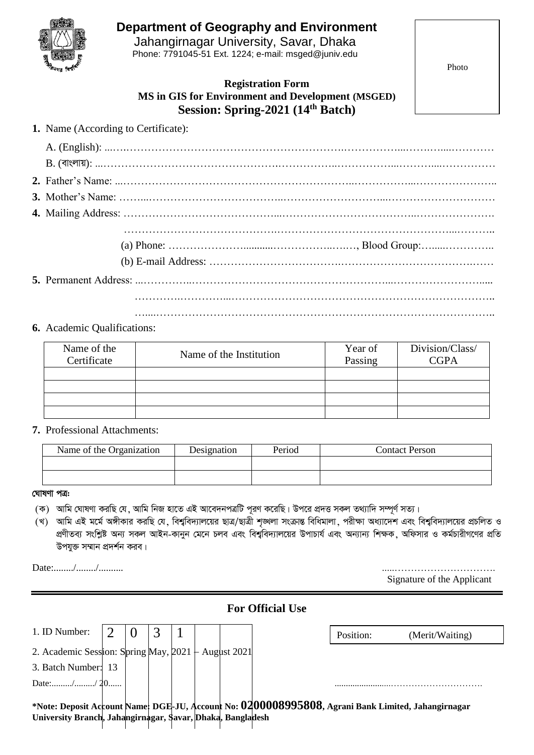# Department of Geography and Environment

Jahangirnagar University, Savar, Dhaka

Phone: 7791045-51 Ext. 1224; e-mail: msged@juniv.edu

Photo

**Registration Form**

**MS in GIS for Environment and Development (MSGED)**

**Session: Spring-2021 (14th Batch)**

**1.** Name (According to Certificate):

A. (English): ……………………………………………………………………………………………

B. (বাংলায়): ……………………………………………………………………………………………

**2.** Father's Name: ……………………………………………………………………………………

**3.** Mother's Name: ……………………………………………………………………………………

**4.** Mailing Address: ……………………………………………………………………………………

……………………………………………………………………………………………

(a) Phone: ……………………………………, Blood Group:……………

(b) E-mail Address: ……………………………………………………………………

**5.** Permanent Address: ……………………………………………………………………………………

……………………………………………………………………………………………

……………………………………………………………………………………………

**6.** Academic Qualifications:

| Name of the Certificate | Name of the Institution | Year of Passing | Division/Class/ CGPA |
|---|---|---|---|
| | | | |
| | | | |
| | | | |
| | | | |

**7.** Professional Attachments:

| Name of the Organization | Designation | Period | Contact Person |
|---|---|---|---|
| | | | |
| | | | |

**ঘোষণা পত্র:**

(ক) আমি ঘোষণা করছি যে, আমি নিজ হাতে এই আবেদনপত্রটি পূরণ করেছি। উপরে প্রদত্ত সকল তথ্যাদি সম্পূর্ণ সত্য।

(খ) আমি এই মর্মে অঙ্গীকার করছি যে, বিশ্ববিদ্যালয়ের ছাত্র/ছাত্রী শৃঙ্খলা সংক্রান্ত বিধিমালা, পরীক্ষা অধ্যাদেশ এবং বিশ্ববিদ্যালয়ের প্রচলিত ও প্রণীতব্য সংশ্লিষ্ট অন্য সকল আইন-কানুন মেনে চলব এবং বিশ্ববিদ্যালয়ের উপাচার্য এবং অন্যান্য শিক্ষক, অফিসার ও কর্মচারীগণের প্রতি উপযুক্ত সম্মান প্রদর্শন করব।

Date:......../......../..........

…………………………………

Signature of the Applicant

## For Official Use

1. ID Number: | 2 | 0 | 3 | 1 | | |

Position: (Merit/Waiting)

2. Academic Session: Spring May, 2021 – August 2021

3. Batch Number: 13

Date:........./........./ 20......

…………………………………………

**\*Note: Deposit Account Name: DGE-JU, Account No: 0200008995808, Agrani Bank Limited, Jahangirnagar University Branch, Jahangirnagar, Savar, Dhaka, Bangladesh**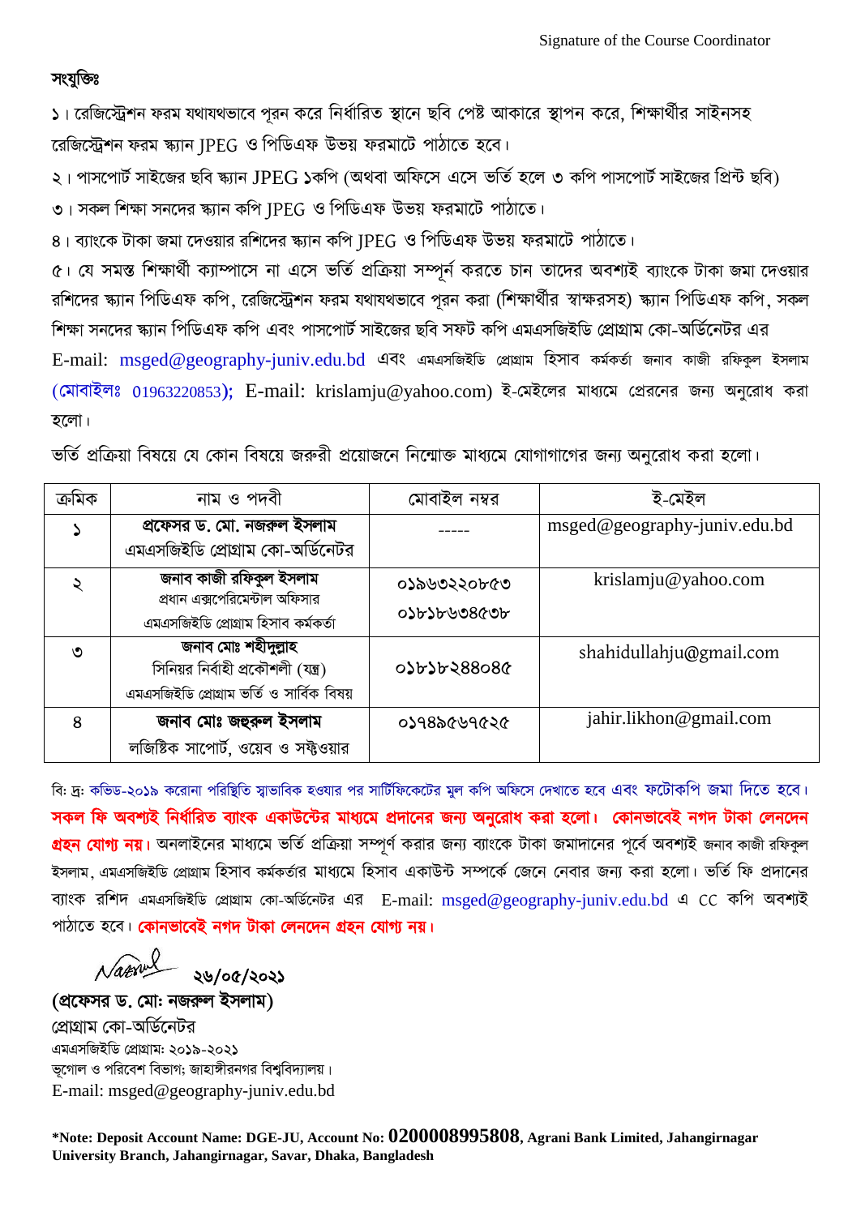Signature of the Course Coordinator

**সংযুক্তিঃ**

১। রেজিস্ট্রেশন ফরম যথাযথভাবে পূরন করে নির্ধারিত স্থানে ছবি পেষ্ট আকারে স্থাপন করে, শিক্ষার্থীর সাইনসহ রেজিস্ট্রেশন ফরম স্ক্যান JPEG ও পিডিএফ উভয় ফরমাটে পাঠাতে হবে।

২। পাসপোর্ট সাইজের ছবি স্ক্যান JPEG ১কপি (অথবা অফিসে এসে ভর্তি হলে ৩ কপি পাসপোর্ট সাইজের প্রিন্ট ছবি)

৩। সকল শিক্ষা সনদের স্ক্যান কপি JPEG ও পিডিএফ উভয় ফরমাটে পাঠাতে।

৪। ব্যাংকে টাকা জমা দেওয়ার রশিদের স্ক্যান কপি JPEG ও পিডিএফ উভয় ফরমাটে পাঠাতে।

৫। যে সমস্ত শিক্ষার্থী ক্যাম্পাসে না এসে ভর্তি প্রক্রিয়া সম্পূর্ন করতে চান তাদের অবশ্যই ব্যাংকে টাকা জমা দেওয়ার রশিদের স্ক্যান পিডিএফ কপি, রেজিস্ট্রেশন ফরম যথাযথভাবে পূরন করা (শিক্ষার্থীর স্বাক্ষরসহ) স্ক্যান পিডিএফ কপি, সকল শিক্ষা সনদের স্ক্যান পিডিএফ কপি এবং পাসপোর্ট সাইজের ছবি সফট কপি এমএসজিইডি প্রোগ্রাম কো-অর্ডিনেটর এর E-mail: msged@geography-juniv.edu.bd এবং এমএসজিইডি প্রোগ্রাম হিসাব কর্মকর্তা জনাব কাজী রফিকুল ইসলাম (মোবাইলঃ 01963220853); E-mail: krislamju@yahoo.com) ই-মেইলের মাধ্যমে প্রেরনের জন্য অনুরোধ করা হলো।

ভর্তি প্রক্রিয়া বিষয়ে যে কোন বিষয়ে জরুরী প্রয়োজনে নিম্নোক্ত মাধ্যমে যোগাগাগের জন্য অনুরোধ করা হলো।

| ক্রমিক | নাম ও পদবী | মোবাইল নম্বর | ই-মেইল |
|---|---|---|---|
| ১ | **প্রফেসর ড. মো. নজরুল ইসলাম** এমএসজিইডি প্রোগ্রাম কো-অর্ডিনেটর | ----- | msged@geography-juniv.edu.bd |
| ২ | **জনাব কাজী রফিকুল ইসলাম** প্রধান এক্সপেরিমেন্টাল অফিসার এমএসজিইডি প্রোগ্রাম হিসাব কর্মকর্তা | ০১৯৬৩২২০৮৫৩ ০১৮১৮৬৩৪৫৩৮ | krislamju@yahoo.com |
| ৩ | **জনাব মোঃ শহীদুল্লাহ** সিনিয়র নির্বাহী প্রকৌশলী (যন্ত্র) এমএসজিইডি প্রোগ্রাম ভর্তি ও সার্বিক বিষয় | ০১৮১৮২৪৪০৪৫ | shahidullahju@gmail.com |
| ৪ | **জনাব মোঃ জহুরুল ইসলাম** লজিষ্টিক সাপোর্ট, ওয়েব ও সফ্টওয়ার | ০১৭৪৯৫৬৭৫২৫ | jahir.likhon@gmail.com |

বি: দ্র: কভিড-২০১৯ করোনা পরিস্থিতি স্বাভাবিক হওয়ার পর সার্টিফিকেটের মুল কপি অফিসে দেখাতে হবে এবং ফটোকপি জমা দিতে হবে। **সকল ফি অবশ্যই নির্ধারিত ব্যাংক একাউন্টের মাধ্যমে প্রদানের জন্য অনুরোধ করা হলো। কোনভাবেই নগদ টাকা লেনদেন গ্রহন যোগ্য নয়।** অনলাইনের মাধ্যমে ভর্তি প্রক্রিয়া সম্পূর্ণ করার জন্য ব্যাংকে টাকা জমাদানের পূর্বে অবশ্যই জনাব কাজী রফিকুল ইসলাম, এমএসজিইডি প্রোগ্রাম হিসাব কর্মকর্তার মাধ্যমে হিসাব একাউন্ট সম্পর্কে জেনে নেবার জন্য করা হলো। ভর্তি ফি প্রদানের ব্যাংক রশিদ এমএসজিইডি প্রোগ্রাম কো-অর্ডিনেটর এর E-mail: msged@geography-juniv.edu.bd এ CC কপি অবশ্যই পাঠাতে হবে। **কোনভাবেই নগদ টাকা লেনদেন গ্রহন যোগ্য নয়।**

২৬/০৫/২০২১

**(প্রফেসর ড. মোঃ নজরুল ইসলাম)**
প্রোগ্রাম কো-অর্ডিনেটর
এমএসজিইডি প্রোগ্রাম: ২০১৯-২০২১
ভূগোল ও পরিবেশ বিভাগ; জাহাঙ্গীরনগর বিশ্ববিদ্যালয়।
E-mail: msged@geography-juniv.edu.bd

**\*Note: Deposit Account Name: DGE-JU, Account No: 0200008995808, Agrani Bank Limited, Jahangirnagar University Branch, Jahangirnagar, Savar, Dhaka, Bangladesh**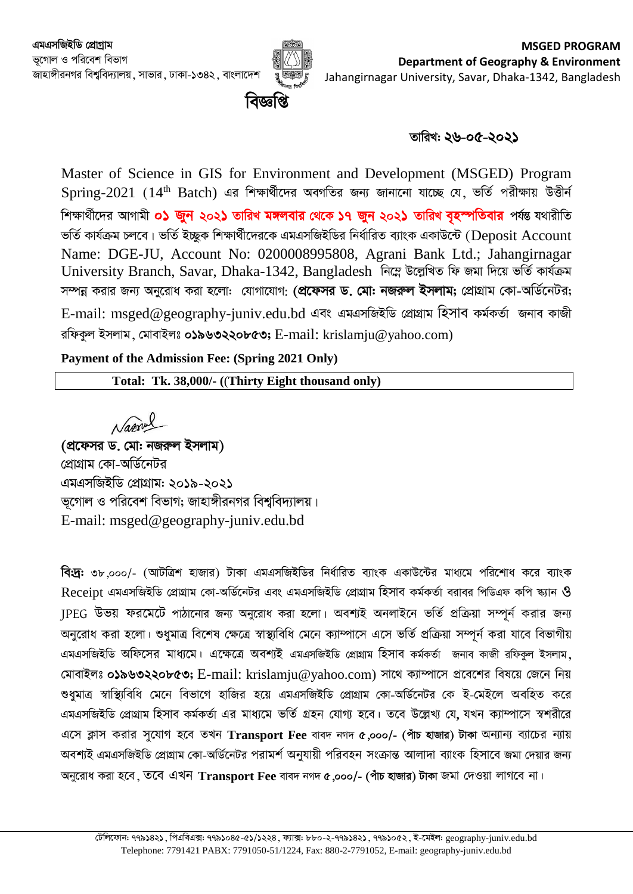এমএসজিইডি প্রোগ্রাম
ভূগোল ও পরিবেশ বিভাগ
জাহাঙ্গীরনগর বিশ্ববিদ্যালয়, সাভার, ঢাকা-১৩৪২, বাংলাদেশ

**MSGED PROGRAM**
**Department of Geography & Environment**
Jahangirnagar University, Savar, Dhaka-1342, Bangladesh

# বিজ্ঞপ্তি

**তারিখ: ২৬-০৫-২০২১**

Master of Science in GIS for Environment and Development (MSGED) Program Spring-2021 (14th Batch) এর শিক্ষার্থীদের অবগতির জন্য জানানো যাচ্ছে যে, ভর্তি পরীক্ষায় উত্তীর্ন শিক্ষার্থীদের আগামী **০১ জুন ২০২১ তারিখ মঙ্গলবার থেকে ১৭ জুন ২০২১ তারিখ বৃহস্পতিবার** পর্যন্ত যথারীতি ভর্তি কার্যক্রম চলবে। ভর্তি ইচ্ছুক শিক্ষার্থীদেরকে এমএসজিইডির নির্ধারিত ব্যাংক একাউন্টে (Deposit Account Name: DGE-JU, Account No: 0200008995808, Agrani Bank Ltd.; Jahangirnagar University Branch, Savar, Dhaka-1342, Bangladesh নিম্নে উল্লেখিত ফি জমা দিয়ে ভর্তি কার্যক্রম সম্পন্ন করার জন্য অনুরোধ করা হলোঃ যোগাযোগ: **(প্রফেসর ড. মোঃ নজরুল ইসলাম;** প্রোগ্রাম কো-অর্ডিনেটর; E-mail: msged@geography-juniv.edu.bd এবং এমএসজিইডি প্রোগ্রাম হিসাব কর্মকর্তা জনাব কাজী রফিকুল ইসলাম, মোবাইলঃ **০১৯৬৩২২০৮৫৩;** E-mail: krislamju@yahoo.com)

**Payment of the Admission Fee: (Spring 2021 Only)**

**Total: Tk. 38,000/- ((Thirty Eight thousand only)**

Nazrul

**(প্রফেসর ড. মোঃ নজরুল ইসলাম)**
প্রোগ্রাম কো-অর্ডিনেটর
এমএসজিইডি প্রোগ্রাম: ২০১৯-২০২১
ভূগোল ও পরিবেশ বিভাগ; জাহাঙ্গীরনগর বিশ্ববিদ্যালয়।
E-mail: msged@geography-juniv.edu.bd

**বিঃদ্রঃ** ৩৮,০০০/- (আটত্রিশ হাজার) টাকা এমএসজিইডির নির্ধারিত ব্যাংক একাউন্টের মাধ্যমে পরিশোধ করে ব্যাংক Receipt এমএসজিইডি প্রোগ্রাম কো-অর্ডিনেটর এবং এমএসজিইডি প্রোগ্রাম হিসাব কর্মকর্তা বরাবর পিডিএফ কপি স্ক্যান ও JPEG উভয় ফরমেটে পাঠানোর জন্য অনুরোধ করা হলো। অবশ্যই অনলাইনে ভর্তি প্রক্রিয়া সম্পূর্ন করার জন্য অনুরোধ করা হলো। শুধুমাত্র বিশেষ ক্ষেত্রে স্বাস্থ্যবিধি মেনে ক্যাম্পাসে এসে ভর্তি প্রক্রিয়া সম্পূর্ন করা যাবে বিভাগীয় এমএসজিইডি অফিসের মাধ্যমে। এক্ষেত্রে অবশ্যই এমএসজিইডি প্রোগ্রাম হিসাব কর্মকর্তা জনাব কাজী রফিকুল ইসলাম, মোবাইলঃ **০১৯৬৩২২০৮৫৩;** E-mail: krislamju@yahoo.com) সাথে ক্যাম্পাসে প্রবেশের বিষয়ে জেনে নিয় শুধুমাত্র স্বাস্থিবিধি মেনে বিভাগে হাজির হয়ে এমএসজিইডি প্রোগ্রাম কো-অর্ডিনেটর কে ই-মেইলে অবহিত করে এমএসজিইডি প্রোগ্রাম হিসাব কর্মকর্তা এর মাধ্যমে ভর্তি গ্রহন যোগ্য হবে। তবে উল্লেখ্য যে, যখন ক্যাম্পাসে স্বশরীরে এসে ক্লাস করার সুযোগ হবে তখন **Transport Fee** বাবদ নগদ **৫,০০০/- (পাঁচ হাজার) টাকা** অন্যান্য ব্যাচের ন্যায় অবশ্যই এমএসজিইডি প্রোগ্রাম কো-অর্ডিনেটর পরামর্শ অনুযায়ী পরিবহন সংক্রান্ত আলাদা ব্যাংক হিসাবে জমা দেয়ার জন্য অনুরোধ করা হবে, তবে এখন **Transport Fee** বাবদ নগদ **৫,০০০/- (পাঁচ হাজার) টাকা** জমা দেওয়া লাগবে না।

টেলিফোন: ৭৭৯১৪২১, পিএবিএক্স: ৭৭৯১০৫০-৫১/১২২৪, ফ্যাক্স: ৮৮০-২-৭৭৯১৪২১, ৭৭৯১০৫২, ই-মেইল: geography-juniv.edu.bd
Telephone: 7791421 PABX: 7791050-51/1224, Fax: 880-2-7791052, E-mail: geography-juniv.edu.bd